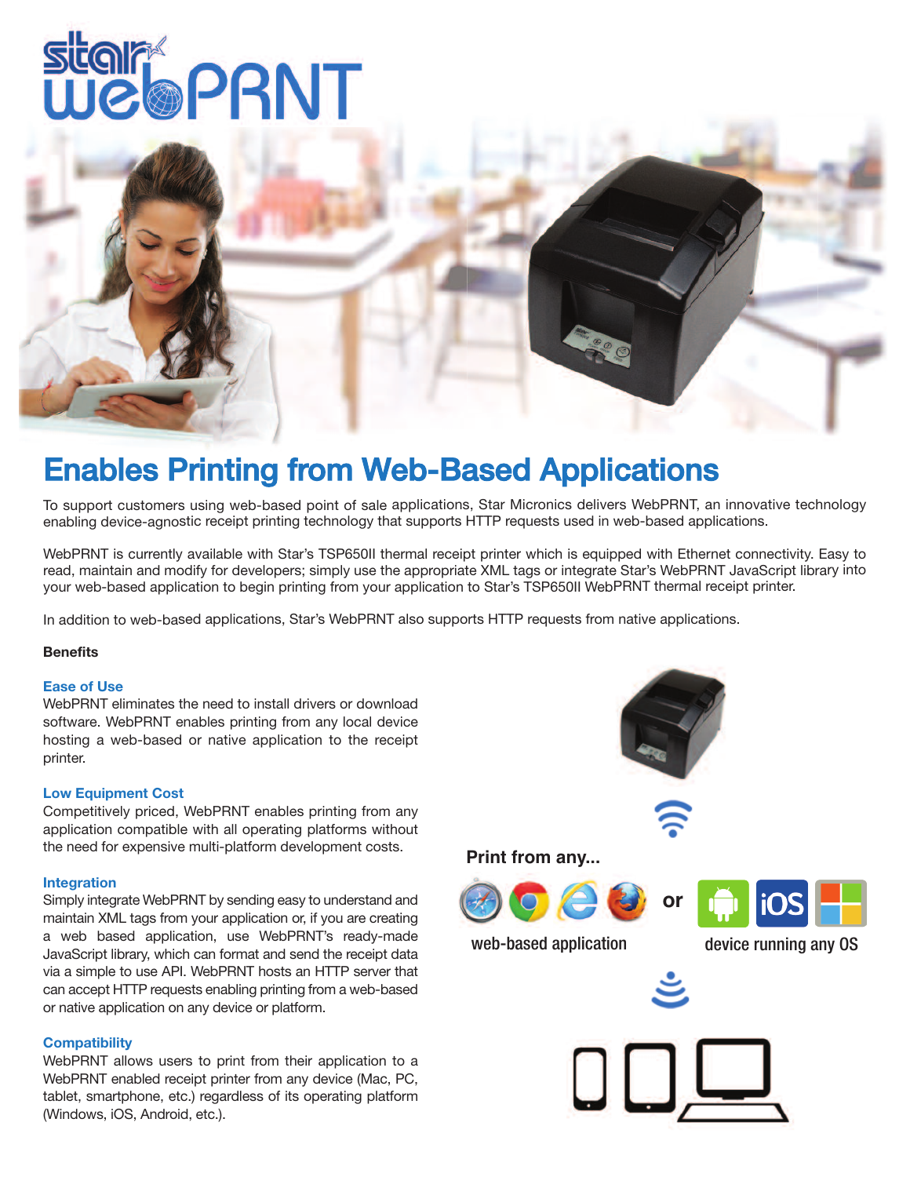# star webPRNT

## Enables Printing from Web-Based Applications

To support customers using web-based point of sale applications, Star Micronics delivers WebPRNT, an innovative technology enabling device-agnostic receipt printing technology that supports HTTP requests used in web-based applications.

WebPRNT is currently available with Star's TSP650II thermal receipt printer which is equipped with Ethernet connectivity. Easy to read, maintain and modify for developers; simply use the appropriate XML tags or integrate Star's WebPRNT JavaScript library into your web-based application to begin printing from your application to Star's TSP650II WebPRNT thermal receipt printer.

In addition to web-based applications, Star's WebPRNT also supports HTTP requests from native applications.

**Benefits**

### Ease of Use

WebPRNT eliminates the need to install drivers or download software. WebPRNT enables printing from any local device hosting a web-based or native application to the receipt printer.

### Low Equipment Cost

Competitively priced, WebPRNT enables printing from any application compatible with all operating platforms without the need for expensive multi-platform development costs.

### Integration

Simply integrate WebPRNT by sending easy to understand and maintain XML tags from your application or, if you are creating a web based application, use WebPRNT's ready-made JavaScript library, which can format and send the receipt data via a simple to use API. WebPRNT hosts an HTTP server that can accept HTTP requests enabling printing from a web-based or native application on any device or platform.

### Compatibility

WebPRNT allows users to print from their application to a WebPRNT enabled receipt printer from any device (Mac, PC, tablet, smartphone, etc.) regardless of its operating platform (Windows, iOS, Android, etc.).

**Print from any...**

web-based application or device running any OS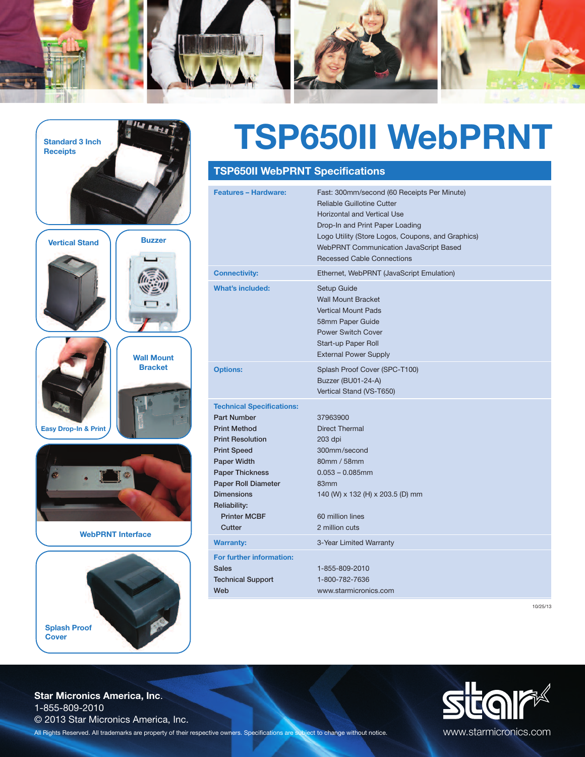Standard 3 Inch Receipts

Vertical Stand

Buzzer

Easy Drop-In & Print

Wall Mount Bracket

WebPRNT Interface

Splash Proof Cover

# TSP650II WebPRNT

## TSP650II WebPRNT Specifications

| | |
|---|---|
| **Features – Hardware:** | Fast: 300mm/second (60 Receipts Per Minute)<br>Reliable Guillotine Cutter<br>Horizontal and Vertical Use<br>Drop-In and Print Paper Loading<br>Logo Utility (Store Logos, Coupons, and Graphics)<br>WebPRNT Communication JavaScript Based<br>Recessed Cable Connections |
| **Connectivity:** | Ethernet, WebPRNT (JavaScript Emulation) |
| **What's included:** | Setup Guide<br>Wall Mount Bracket<br>Vertical Mount Pads<br>58mm Paper Guide<br>Power Switch Cover<br>Start-up Paper Roll<br>External Power Supply |
| **Options:** | Splash Proof Cover (SPC-T100)<br>Buzzer (BU01-24-A)<br>Vertical Stand (VS-T650) |
| **Technical Specifications:** | |
| Part Number | 37963900 |
| Print Method | Direct Thermal |
| Print Resolution | 203 dpi |
| Print Speed | 300mm/second |
| Paper Width | 80mm / 58mm |
| Paper Thickness | 0.053 – 0.085mm |
| Paper Roll Diameter | 83mm |
| Dimensions | 140 (W) x 132 (H) x 203.5 (D) mm |
| Reliability: | |
| Printer MCBF | 60 million lines |
| Cutter | 2 million cuts |
| **Warranty:** | 3-Year Limited Warranty |
| **For further information:** | |
| Sales | 1-855-809-2010 |
| Technical Support | 1-800-782-7636 |
| Web | www.starmicronics.com |

10/25/13

**Star Micronics America, Inc.**
1-855-809-2010
© 2013 Star Micronics America, Inc.

All Rights Reserved. All trademarks are property of their respective owners. Specifications are subject to change without notice.

www.starmicronics.com